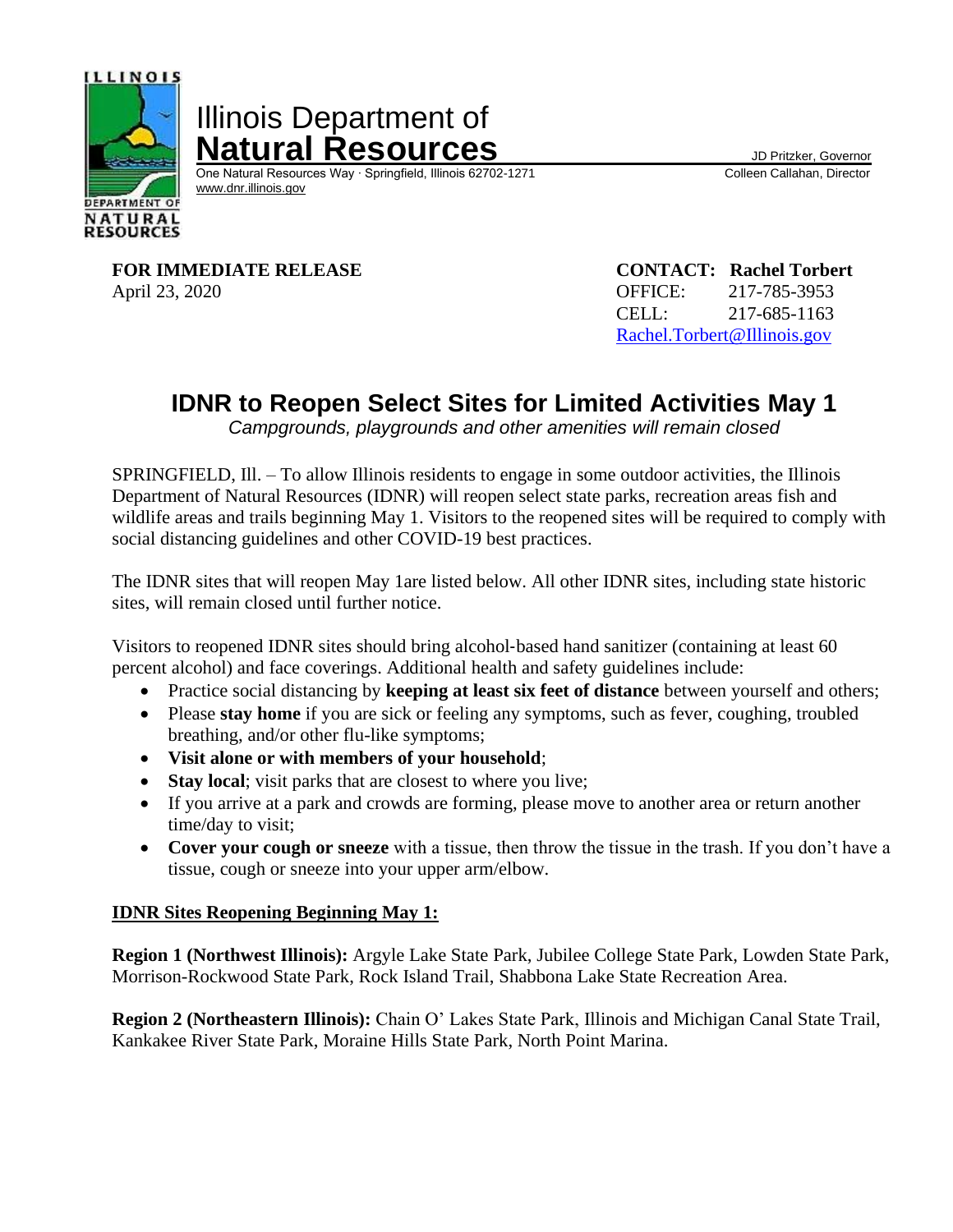Illinois Department of
**Natural Resources**

One Natural Resources Way · Springfield, Illinois 62702-1271
www.dnr.illinois.gov

JD Pritzker, Governor
Colleen Callahan, Director

**FOR IMMEDIATE RELEASE**
April 23, 2020

**CONTACT: Rachel Torbert**
OFFICE: 217-785-3953
CELL: 217-685-1163
Rachel.Torbert@Illinois.gov

# IDNR to Reopen Select Sites for Limited Activities May 1

*Campgrounds, playgrounds and other amenities will remain closed*

SPRINGFIELD, Ill. – To allow Illinois residents to engage in some outdoor activities, the Illinois Department of Natural Resources (IDNR) will reopen select state parks, recreation areas fish and wildlife areas and trails beginning May 1. Visitors to the reopened sites will be required to comply with social distancing guidelines and other COVID-19 best practices.

The IDNR sites that will reopen May 1are listed below. All other IDNR sites, including state historic sites, will remain closed until further notice.

Visitors to reopened IDNR sites should bring alcohol-based hand sanitizer (containing at least 60 percent alcohol) and face coverings. Additional health and safety guidelines include:

- Practice social distancing by **keeping at least six feet of distance** between yourself and others;
- Please **stay home** if you are sick or feeling any symptoms, such as fever, coughing, troubled breathing, and/or other flu-like symptoms;
- **Visit alone or with members of your household**;
- **Stay local**; visit parks that are closest to where you live;
- If you arrive at a park and crowds are forming, please move to another area or return another time/day to visit;
- **Cover your cough or sneeze** with a tissue, then throw the tissue in the trash. If you don't have a tissue, cough or sneeze into your upper arm/elbow.

**IDNR Sites Reopening Beginning May 1:**

**Region 1 (Northwest Illinois):** Argyle Lake State Park, Jubilee College State Park, Lowden State Park, Morrison-Rockwood State Park, Rock Island Trail, Shabbona Lake State Recreation Area.

**Region 2 (Northeastern Illinois):** Chain O' Lakes State Park, Illinois and Michigan Canal State Trail, Kankakee River State Park, Moraine Hills State Park, North Point Marina.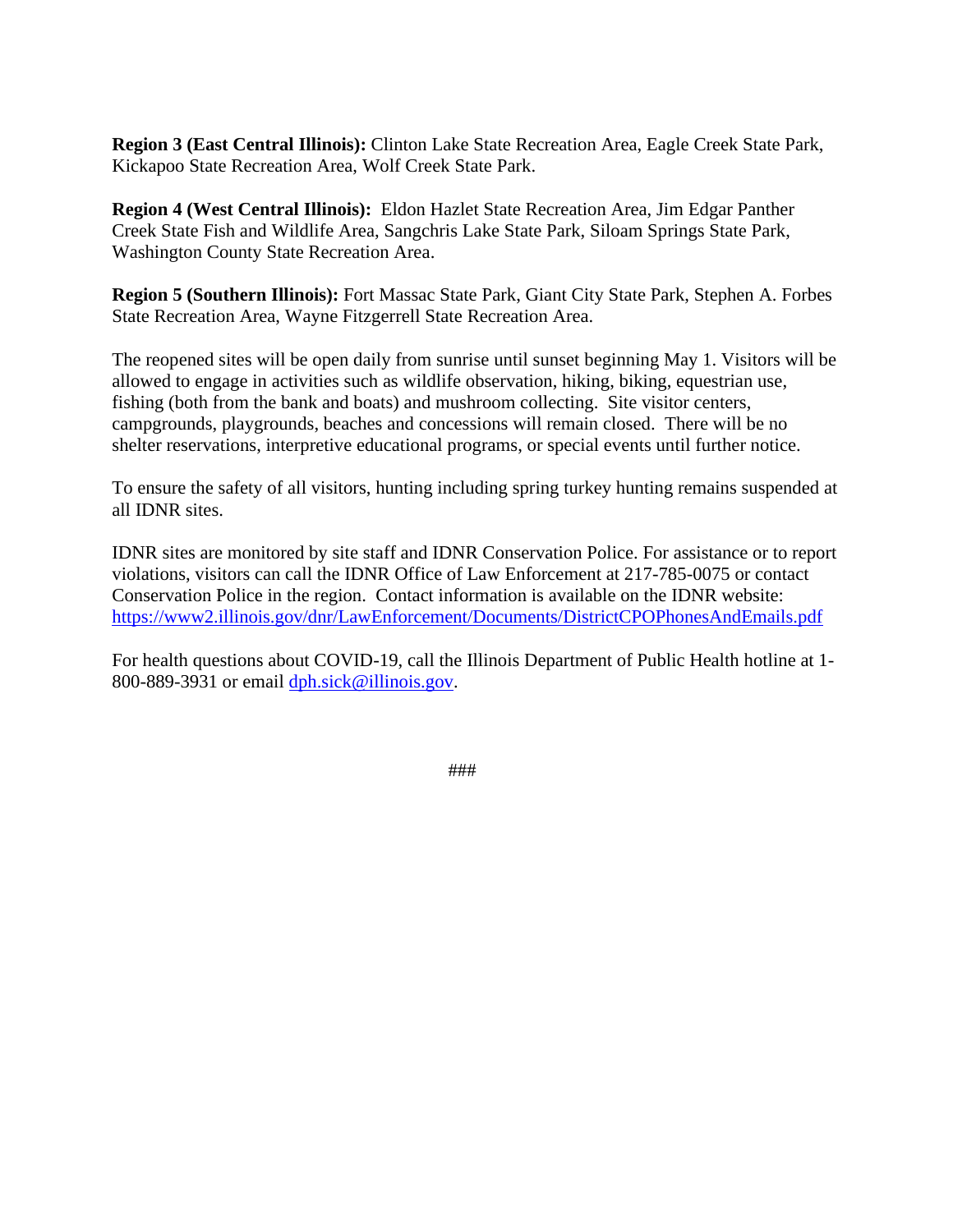**Region 3 (East Central Illinois):** Clinton Lake State Recreation Area, Eagle Creek State Park, Kickapoo State Recreation Area, Wolf Creek State Park.

**Region 4 (West Central Illinois):** Eldon Hazlet State Recreation Area, Jim Edgar Panther Creek State Fish and Wildlife Area, Sangchris Lake State Park, Siloam Springs State Park, Washington County State Recreation Area.

**Region 5 (Southern Illinois):** Fort Massac State Park, Giant City State Park, Stephen A. Forbes State Recreation Area, Wayne Fitzgerrell State Recreation Area.

The reopened sites will be open daily from sunrise until sunset beginning May 1. Visitors will be allowed to engage in activities such as wildlife observation, hiking, biking, equestrian use, fishing (both from the bank and boats) and mushroom collecting. Site visitor centers, campgrounds, playgrounds, beaches and concessions will remain closed. There will be no shelter reservations, interpretive educational programs, or special events until further notice.

To ensure the safety of all visitors, hunting including spring turkey hunting remains suspended at all IDNR sites.

IDNR sites are monitored by site staff and IDNR Conservation Police. For assistance or to report violations, visitors can call the IDNR Office of Law Enforcement at 217-785-0075 or contact Conservation Police in the region. Contact information is available on the IDNR website: https://www2.illinois.gov/dnr/LawEnforcement/Documents/DistrictCPOPhonesAndEmails.pdf

For health questions about COVID-19, call the Illinois Department of Public Health hotline at 1-800-889-3931 or email dph.sick@illinois.gov.

###